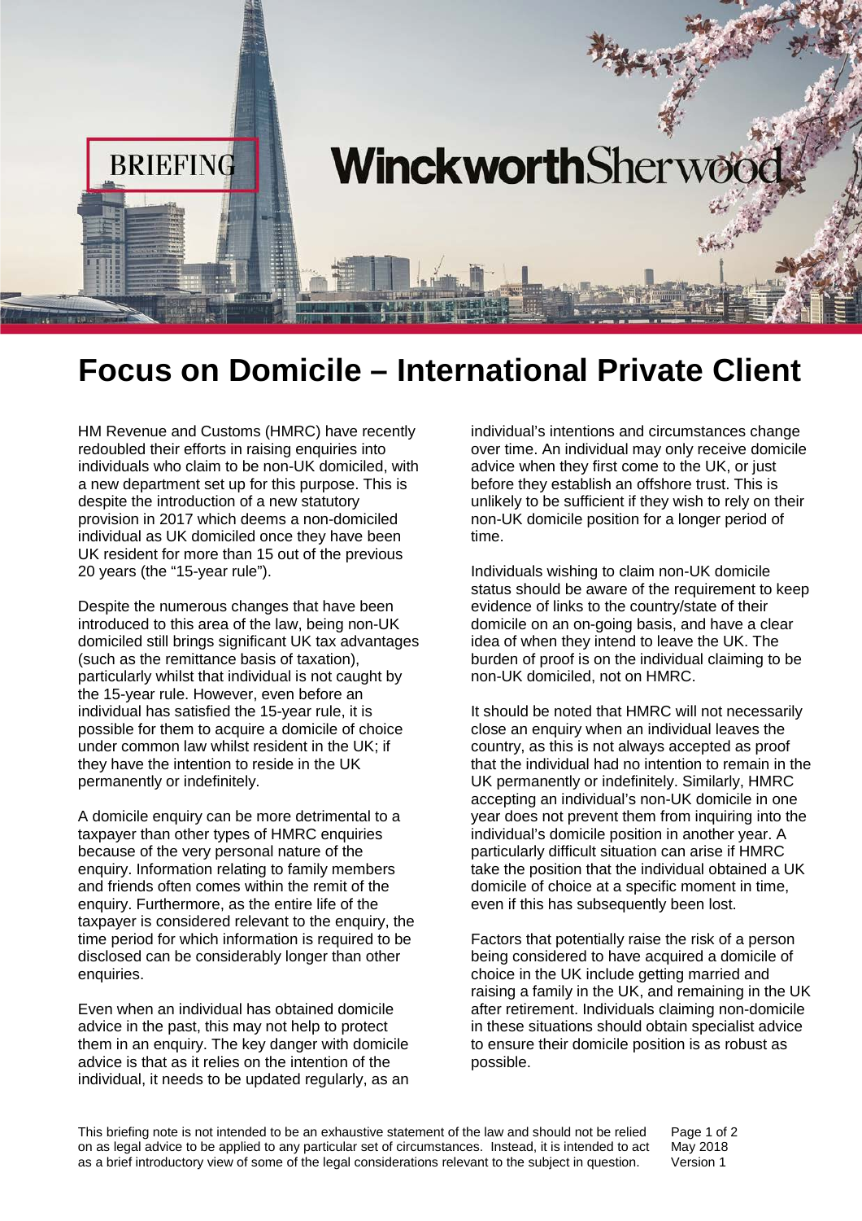BRIEFING

WinckworthSherwood

# Focus on Domicile – International Private Client

HM Revenue and Customs (HMRC) have recently redoubled their efforts in raising enquiries into individuals who claim to be non-UK domiciled, with a new department set up for this purpose. This is despite the introduction of a new statutory provision in 2017 which deems a non-domiciled individual as UK domiciled once they have been UK resident for more than 15 out of the previous 20 years (the "15-year rule").

Despite the numerous changes that have been introduced to this area of the law, being non-UK domiciled still brings significant UK tax advantages (such as the remittance basis of taxation), particularly whilst that individual is not caught by the 15-year rule. However, even before an individual has satisfied the 15-year rule, it is possible for them to acquire a domicile of choice under common law whilst resident in the UK; if they have the intention to reside in the UK permanently or indefinitely.

A domicile enquiry can be more detrimental to a taxpayer than other types of HMRC enquiries because of the very personal nature of the enquiry. Information relating to family members and friends often comes within the remit of the enquiry. Furthermore, as the entire life of the taxpayer is considered relevant to the enquiry, the time period for which information is required to be disclosed can be considerably longer than other enquiries.

Even when an individual has obtained domicile advice in the past, this may not help to protect them in an enquiry. The key danger with domicile advice is that as it relies on the intention of the individual, it needs to be updated regularly, as an individual's intentions and circumstances change over time. An individual may only receive domicile advice when they first come to the UK, or just before they establish an offshore trust. This is unlikely to be sufficient if they wish to rely on their non-UK domicile position for a longer period of time.

Individuals wishing to claim non-UK domicile status should be aware of the requirement to keep evidence of links to the country/state of their domicile on an on-going basis, and have a clear idea of when they intend to leave the UK. The burden of proof is on the individual claiming to be non-UK domiciled, not on HMRC.

It should be noted that HMRC will not necessarily close an enquiry when an individual leaves the country, as this is not always accepted as proof that the individual had no intention to remain in the UK permanently or indefinitely. Similarly, HMRC accepting an individual's non-UK domicile in one year does not prevent them from inquiring into the individual's domicile position in another year. A particularly difficult situation can arise if HMRC take the position that the individual obtained a UK domicile of choice at a specific moment in time, even if this has subsequently been lost.

Factors that potentially raise the risk of a person being considered to have acquired a domicile of choice in the UK include getting married and raising a family in the UK, and remaining in the UK after retirement. Individuals claiming non-domicile in these situations should obtain specialist advice to ensure their domicile position is as robust as possible.

This briefing note is not intended to be an exhaustive statement of the law and should not be relied on as legal advice to be applied to any particular set of circumstances. Instead, it is intended to act as a brief introductory view of some of the legal considerations relevant to the subject in question.

May 2018
Version 1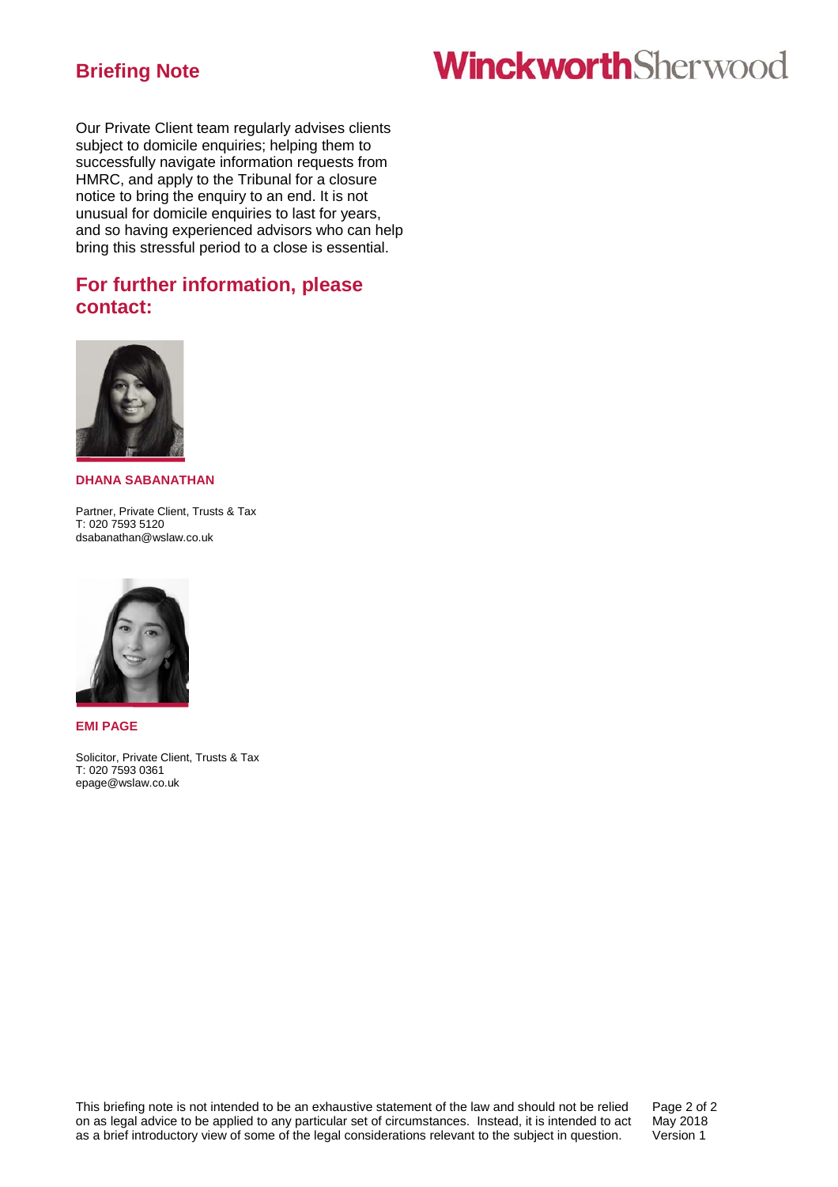Our Private Client team regularly advises clients subject to domicile enquiries; helping them to successfully navigate information requests from HMRC, and apply to the Tribunal for a closure notice to bring the enquiry to an end. It is not unusual for domicile enquiries to last for years, and so having experienced advisors who can help bring this stressful period to a close is essential.

## For further information, please contact:

**DHANA SABANATHAN**

Partner, Private Client, Trusts & Tax
T: 020 7593 5120
dsabanathan@wslaw.co.uk

**EMI PAGE**

Solicitor, Private Client, Trusts & Tax
T: 020 7593 0361
epage@wslaw.co.uk

This briefing note is not intended to be an exhaustive statement of the law and should not be relied on as legal advice to be applied to any particular set of circumstances. Instead, it is intended to act as a brief introductory view of some of the legal considerations relevant to the subject in question.

May 2018
Version 1